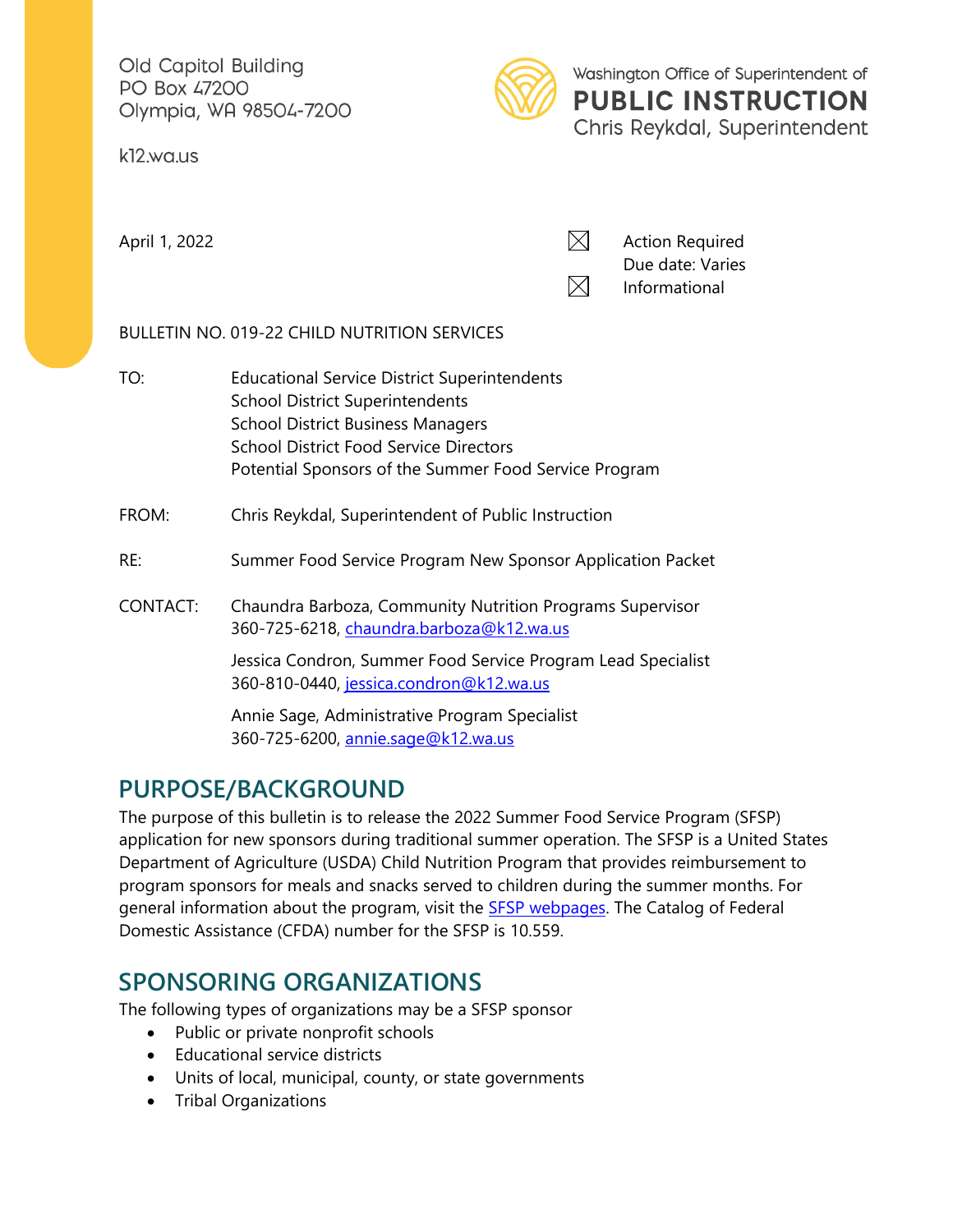Old Capitol Building
PO Box 47200
Olympia, WA 98504-7200

k12.wa.us

Washington Office of Superintendent of
**PUBLIC INSTRUCTION**
Chris Reykdal, Superintendent

April 1, 2022

☒ Action Required
Due date: Varies

☒ Informational

BULLETIN NO. 019-22 CHILD NUTRITION SERVICES

TO: Educational Service District Superintendents
School District Superintendents
School District Business Managers
School District Food Service Directors
Potential Sponsors of the Summer Food Service Program

FROM: Chris Reykdal, Superintendent of Public Instruction

RE: Summer Food Service Program New Sponsor Application Packet

CONTACT: Chaundra Barboza, Community Nutrition Programs Supervisor
360-725-6218, chaundra.barboza@k12.wa.us

Jessica Condron, Summer Food Service Program Lead Specialist
360-810-0440, jessica.condron@k12.wa.us

Annie Sage, Administrative Program Specialist
360-725-6200, annie.sage@k12.wa.us

## PURPOSE/BACKGROUND

The purpose of this bulletin is to release the 2022 Summer Food Service Program (SFSP) application for new sponsors during traditional summer operation. The SFSP is a United States Department of Agriculture (USDA) Child Nutrition Program that provides reimbursement to program sponsors for meals and snacks served to children during the summer months. For general information about the program, visit the SFSP webpages. The Catalog of Federal Domestic Assistance (CFDA) number for the SFSP is 10.559.

## SPONSORING ORGANIZATIONS

The following types of organizations may be a SFSP sponsor

- Public or private nonprofit schools
- Educational service districts
- Units of local, municipal, county, or state governments
- Tribal Organizations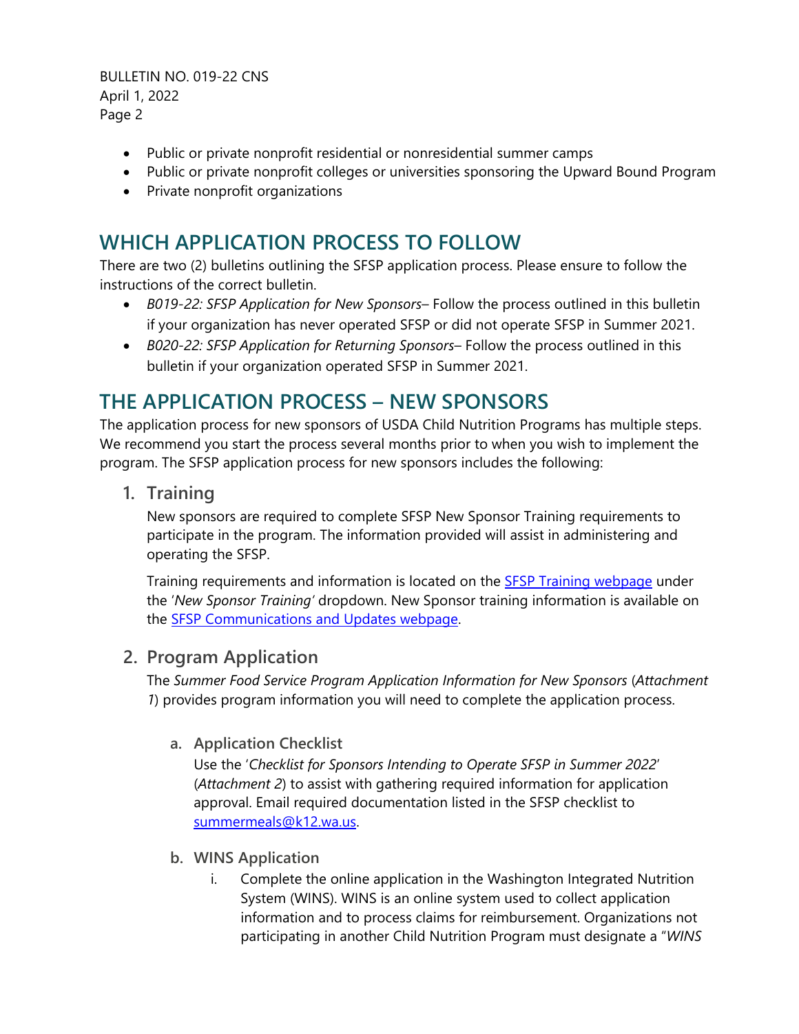- Public or private nonprofit residential or nonresidential summer camps
- Public or private nonprofit colleges or universities sponsoring the Upward Bound Program
- Private nonprofit organizations

## WHICH APPLICATION PROCESS TO FOLLOW

There are two (2) bulletins outlining the SFSP application process. Please ensure to follow the instructions of the correct bulletin.

- *B019-22: SFSP Application for New Sponsors*– Follow the process outlined in this bulletin if your organization has never operated SFSP or did not operate SFSP in Summer 2021.
- *B020-22: SFSP Application for Returning Sponsors*– Follow the process outlined in this bulletin if your organization operated SFSP in Summer 2021.

## THE APPLICATION PROCESS – NEW SPONSORS

The application process for new sponsors of USDA Child Nutrition Programs has multiple steps. We recommend you start the process several months prior to when you wish to implement the program. The SFSP application process for new sponsors includes the following:

### 1. Training

New sponsors are required to complete SFSP New Sponsor Training requirements to participate in the program. The information provided will assist in administering and operating the SFSP.

Training requirements and information is located on the SFSP Training webpage under the '*New Sponsor Training*' dropdown. New Sponsor training information is available on the SFSP Communications and Updates webpage.

### 2. Program Application

The *Summer Food Service Program Application Information for New Sponsors* (*Attachment 1*) provides program information you will need to complete the application process.

#### a. Application Checklist

Use the '*Checklist for Sponsors Intending to Operate SFSP in Summer 2022*' (*Attachment 2*) to assist with gathering required information for application approval. Email required documentation listed in the SFSP checklist to summermeals@k12.wa.us.

#### b. WINS Application

i. Complete the online application in the Washington Integrated Nutrition System (WINS). WINS is an online system used to collect application information and to process claims for reimbursement. Organizations not participating in another Child Nutrition Program must designate a "*WINS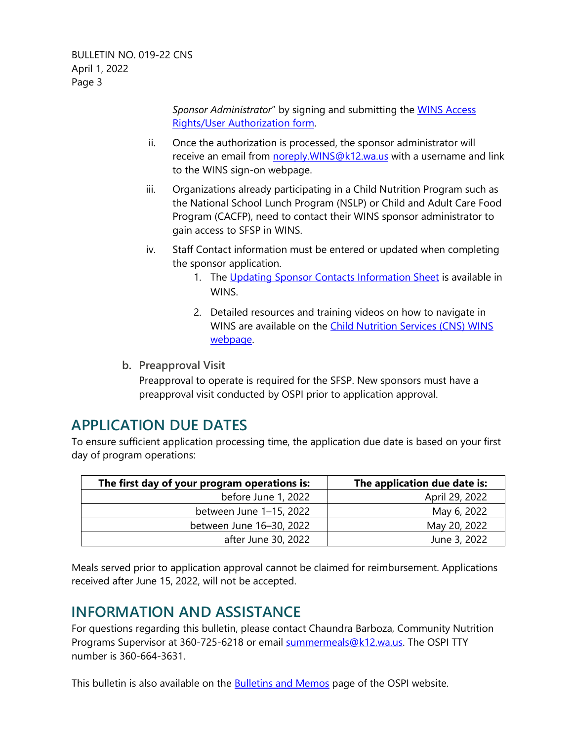*Sponsor Administrator*" by signing and submitting the [WINS Access Rights/User Authorization form](#).

ii. Once the authorization is processed, the sponsor administrator will receive an email from [noreply.WINS@k12.wa.us](mailto:noreply.WINS@k12.wa.us) with a username and link to the WINS sign-on webpage.

iii. Organizations already participating in a Child Nutrition Program such as the National School Lunch Program (NSLP) or Child and Adult Care Food Program (CACFP), need to contact their WINS sponsor administrator to gain access to SFSP in WINS.

iv. Staff Contact information must be entered or updated when completing the sponsor application.

1. The [Updating Sponsor Contacts Information Sheet](#) is available in WINS.
2. Detailed resources and training videos on how to navigate in WINS are available on the [Child Nutrition Services (CNS) WINS webpage](#).

**b. Preapproval Visit**

Preapproval to operate is required for the SFSP. New sponsors must have a preapproval visit conducted by OSPI prior to application approval.

## APPLICATION DUE DATES

To ensure sufficient application processing time, the application due date is based on your first day of program operations:

| The first day of your program operations is: | The application due date is: |
|---:|---:|
| before June 1, 2022 | April 29, 2022 |
| between June 1–15, 2022 | May 6, 2022 |
| between June 16–30, 2022 | May 20, 2022 |
| after June 30, 2022 | June 3, 2022 |

Meals served prior to application approval cannot be claimed for reimbursement. Applications received after June 15, 2022, will not be accepted.

## INFORMATION AND ASSISTANCE

For questions regarding this bulletin, please contact Chaundra Barboza, Community Nutrition Programs Supervisor at 360-725-6218 or email [summermeals@k12.wa.us](mailto:summermeals@k12.wa.us). The OSPI TTY number is 360-664-3631.

This bulletin is also available on the [Bulletins and Memos](#) page of the OSPI website.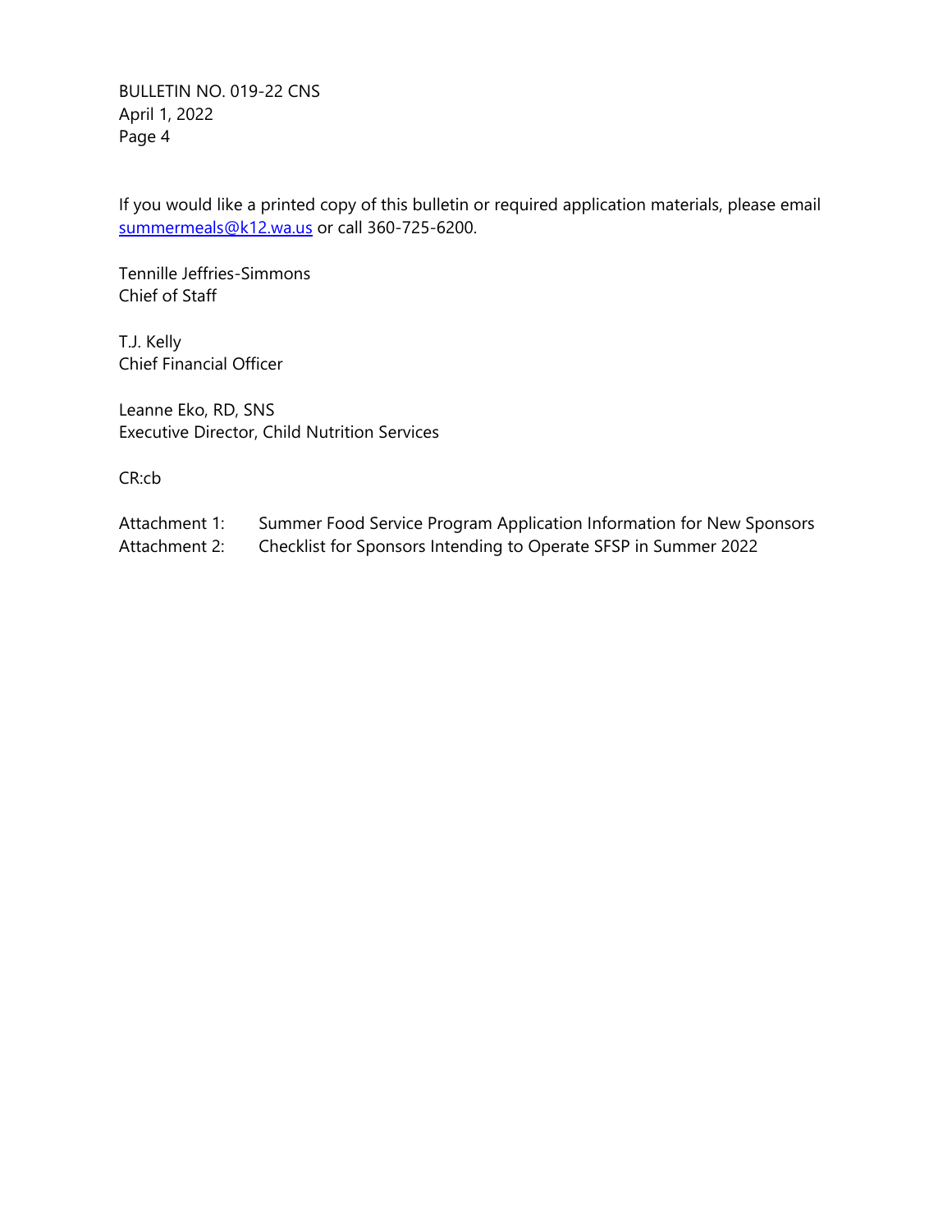If you would like a printed copy of this bulletin or required application materials, please email summermeals@k12.wa.us or call 360-725-6200.

Tennille Jeffries-Simmons
Chief of Staff

T.J. Kelly
Chief Financial Officer

Leanne Eko, RD, SNS
Executive Director, Child Nutrition Services

CR:cb

Attachment 1: Summer Food Service Program Application Information for New Sponsors
Attachment 2: Checklist for Sponsors Intending to Operate SFSP in Summer 2022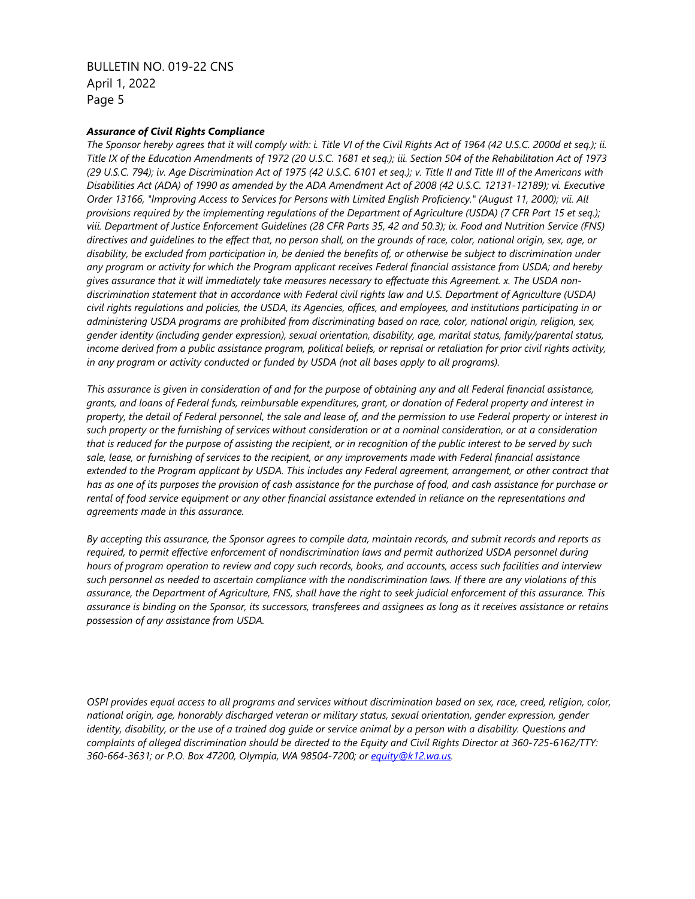***Assurance of Civil Rights Compliance***

*The Sponsor hereby agrees that it will comply with: i. Title VI of the Civil Rights Act of 1964 (42 U.S.C. 2000d et seq.); ii. Title IX of the Education Amendments of 1972 (20 U.S.C. 1681 et seq.); iii. Section 504 of the Rehabilitation Act of 1973 (29 U.S.C. 794); iv. Age Discrimination Act of 1975 (42 U.S.C. 6101 et seq.); v. Title II and Title III of the Americans with Disabilities Act (ADA) of 1990 as amended by the ADA Amendment Act of 2008 (42 U.S.C. 12131-12189); vi. Executive Order 13166, "Improving Access to Services for Persons with Limited English Proficiency." (August 11, 2000); vii. All provisions required by the implementing regulations of the Department of Agriculture (USDA) (7 CFR Part 15 et seq.); viii. Department of Justice Enforcement Guidelines (28 CFR Parts 35, 42 and 50.3); ix. Food and Nutrition Service (FNS) directives and guidelines to the effect that, no person shall, on the grounds of race, color, national origin, sex, age, or disability, be excluded from participation in, be denied the benefits of, or otherwise be subject to discrimination under any program or activity for which the Program applicant receives Federal financial assistance from USDA; and hereby gives assurance that it will immediately take measures necessary to effectuate this Agreement. x. The USDA non-discrimination statement that in accordance with Federal civil rights law and U.S. Department of Agriculture (USDA) civil rights regulations and policies, the USDA, its Agencies, offices, and employees, and institutions participating in or administering USDA programs are prohibited from discriminating based on race, color, national origin, religion, sex, gender identity (including gender expression), sexual orientation, disability, age, marital status, family/parental status, income derived from a public assistance program, political beliefs, or reprisal or retaliation for prior civil rights activity, in any program or activity conducted or funded by USDA (not all bases apply to all programs).*

*This assurance is given in consideration of and for the purpose of obtaining any and all Federal financial assistance, grants, and loans of Federal funds, reimbursable expenditures, grant, or donation of Federal property and interest in property, the detail of Federal personnel, the sale and lease of, and the permission to use Federal property or interest in such property or the furnishing of services without consideration or at a nominal consideration, or at a consideration that is reduced for the purpose of assisting the recipient, or in recognition of the public interest to be served by such sale, lease, or furnishing of services to the recipient, or any improvements made with Federal financial assistance extended to the Program applicant by USDA. This includes any Federal agreement, arrangement, or other contract that has as one of its purposes the provision of cash assistance for the purchase of food, and cash assistance for purchase or rental of food service equipment or any other financial assistance extended in reliance on the representations and agreements made in this assurance.*

*By accepting this assurance, the Sponsor agrees to compile data, maintain records, and submit records and reports as required, to permit effective enforcement of nondiscrimination laws and permit authorized USDA personnel during hours of program operation to review and copy such records, books, and accounts, access such facilities and interview such personnel as needed to ascertain compliance with the nondiscrimination laws. If there are any violations of this assurance, the Department of Agriculture, FNS, shall have the right to seek judicial enforcement of this assurance. This assurance is binding on the Sponsor, its successors, transferees and assignees as long as it receives assistance or retains possession of any assistance from USDA.*

*OSPI provides equal access to all programs and services without discrimination based on sex, race, creed, religion, color, national origin, age, honorably discharged veteran or military status, sexual orientation, gender expression, gender identity, disability, or the use of a trained dog guide or service animal by a person with a disability. Questions and complaints of alleged discrimination should be directed to the Equity and Civil Rights Director at 360-725-6162/TTY: 360-664-3631; or P.O. Box 47200, Olympia, WA 98504-7200; or [equity@k12.wa.us](mailto:equity@k12.wa.us).*